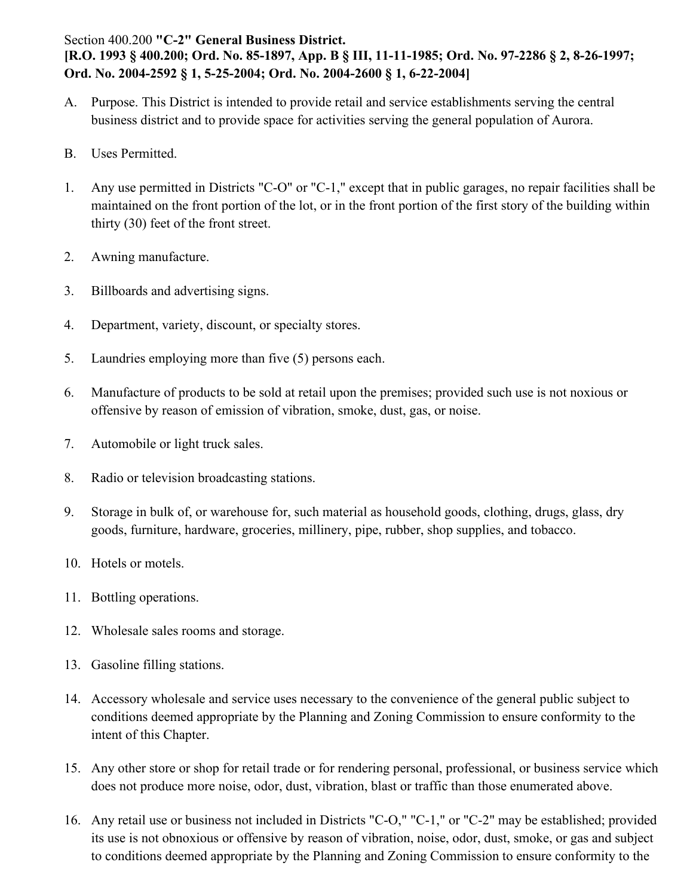Section 400.200 **"C-2" General Business District.**
**[R.O. 1993 § 400.200; Ord. No. 85-1897, App. B § III, 11-11-1985; Ord. No. 97-2286 § 2, 8-26-1997; Ord. No. 2004-2592 § 1, 5-25-2004; Ord. No. 2004-2600 § 1, 6-22-2004]**

A. Purpose. This District is intended to provide retail and service establishments serving the central business district and to provide space for activities serving the general population of Aurora.

B. Uses Permitted.

1. Any use permitted in Districts "C-O" or "C-1," except that in public garages, no repair facilities shall be maintained on the front portion of the lot, or in the front portion of the first story of the building within thirty (30) feet of the front street.

2. Awning manufacture.

3. Billboards and advertising signs.

4. Department, variety, discount, or specialty stores.

5. Laundries employing more than five (5) persons each.

6. Manufacture of products to be sold at retail upon the premises; provided such use is not noxious or offensive by reason of emission of vibration, smoke, dust, gas, or noise.

7. Automobile or light truck sales.

8. Radio or television broadcasting stations.

9. Storage in bulk of, or warehouse for, such material as household goods, clothing, drugs, glass, dry goods, furniture, hardware, groceries, millinery, pipe, rubber, shop supplies, and tobacco.

10. Hotels or motels.

11. Bottling operations.

12. Wholesale sales rooms and storage.

13. Gasoline filling stations.

14. Accessory wholesale and service uses necessary to the convenience of the general public subject to conditions deemed appropriate by the Planning and Zoning Commission to ensure conformity to the intent of this Chapter.

15. Any other store or shop for retail trade or for rendering personal, professional, or business service which does not produce more noise, odor, dust, vibration, blast or traffic than those enumerated above.

16. Any retail use or business not included in Districts "C-O," "C-1," or "C-2" may be established; provided its use is not obnoxious or offensive by reason of vibration, noise, odor, dust, smoke, or gas and subject to conditions deemed appropriate by the Planning and Zoning Commission to ensure conformity to the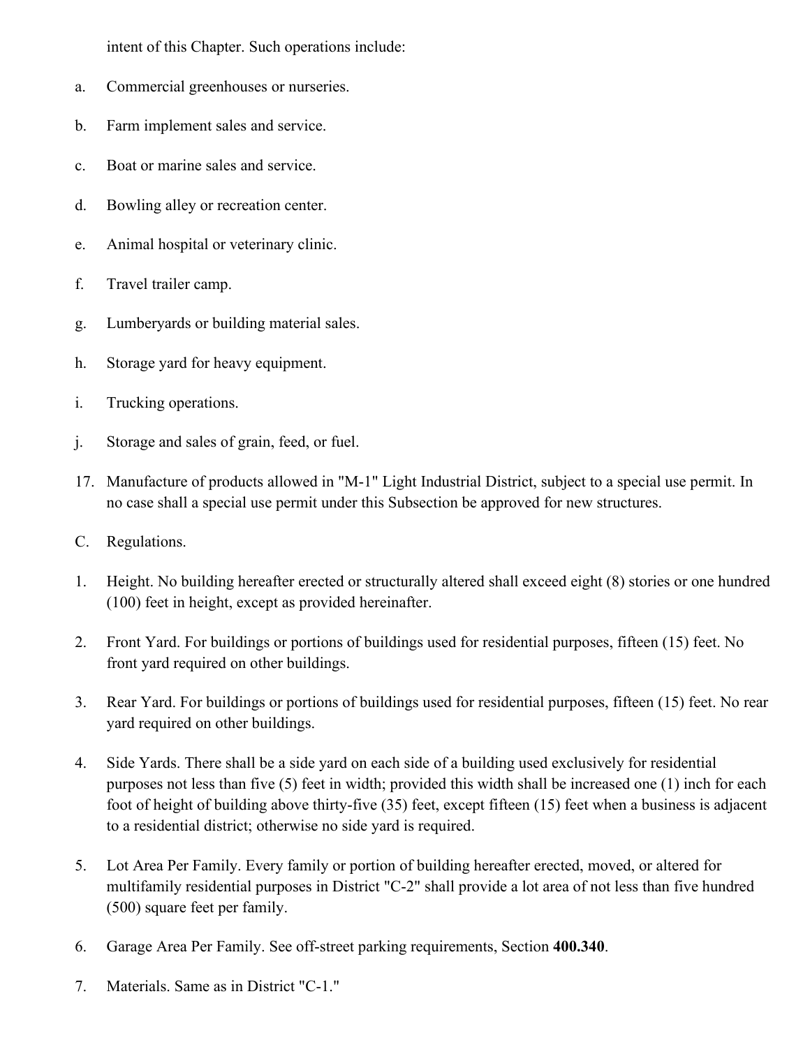intent of this Chapter. Such operations include:

a. Commercial greenhouses or nurseries.

b. Farm implement sales and service.

c. Boat or marine sales and service.

d. Bowling alley or recreation center.

e. Animal hospital or veterinary clinic.

f. Travel trailer camp.

g. Lumberyards or building material sales.

h. Storage yard for heavy equipment.

i. Trucking operations.

j. Storage and sales of grain, feed, or fuel.

17. Manufacture of products allowed in "M-1" Light Industrial District, subject to a special use permit. In no case shall a special use permit under this Subsection be approved for new structures.

C. Regulations.

1. Height. No building hereafter erected or structurally altered shall exceed eight (8) stories or one hundred (100) feet in height, except as provided hereinafter.

2. Front Yard. For buildings or portions of buildings used for residential purposes, fifteen (15) feet. No front yard required on other buildings.

3. Rear Yard. For buildings or portions of buildings used for residential purposes, fifteen (15) feet. No rear yard required on other buildings.

4. Side Yards. There shall be a side yard on each side of a building used exclusively for residential purposes not less than five (5) feet in width; provided this width shall be increased one (1) inch for each foot of height of building above thirty-five (35) feet, except fifteen (15) feet when a business is adjacent to a residential district; otherwise no side yard is required.

5. Lot Area Per Family. Every family or portion of building hereafter erected, moved, or altered for multifamily residential purposes in District "C-2" shall provide a lot area of not less than five hundred (500) square feet per family.

6. Garage Area Per Family. See off-street parking requirements, Section **400.340**.

7. Materials. Same as in District "C-1."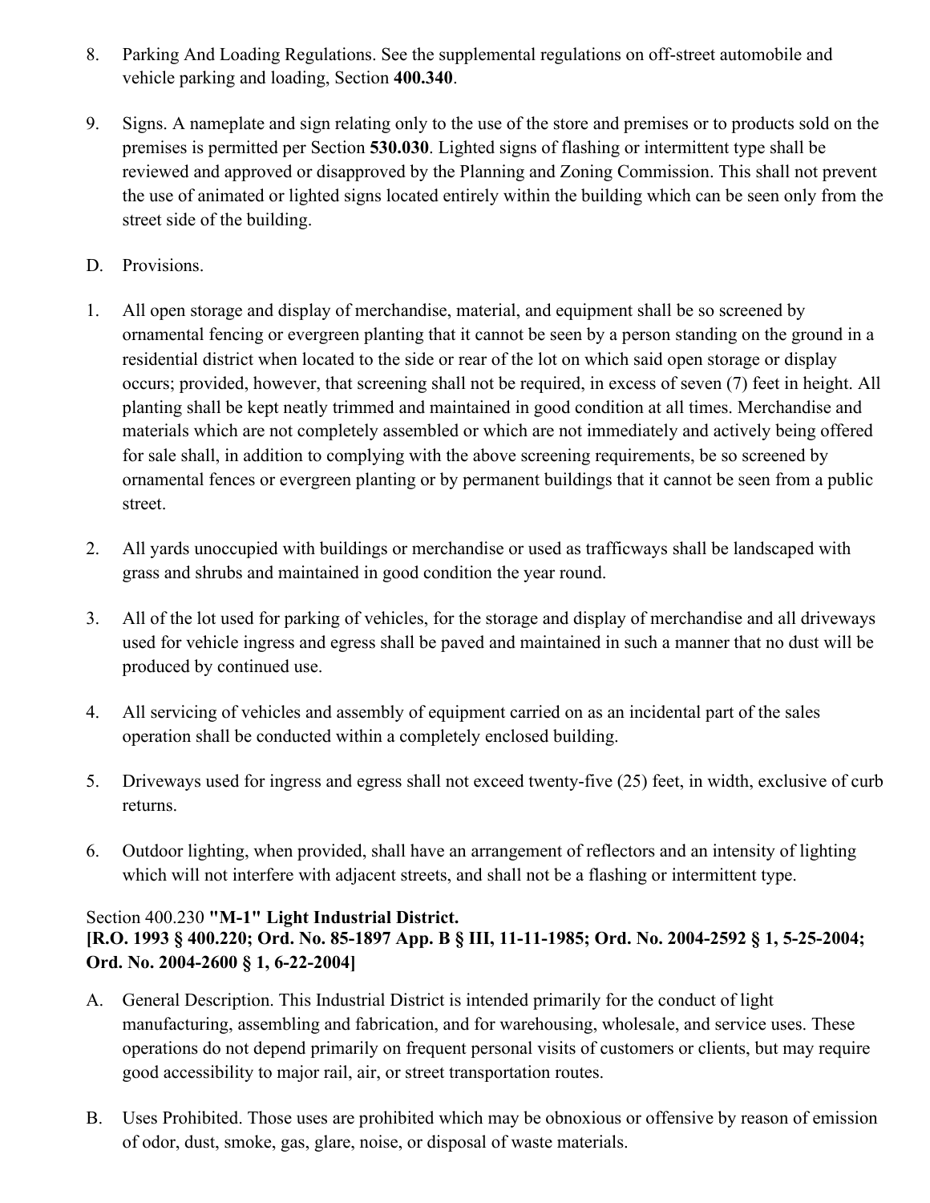8. Parking And Loading Regulations. See the supplemental regulations on off-street automobile and vehicle parking and loading, Section **400.340**.

9. Signs. A nameplate and sign relating only to the use of the store and premises or to products sold on the premises is permitted per Section **530.030**. Lighted signs of flashing or intermittent type shall be reviewed and approved or disapproved by the Planning and Zoning Commission. This shall not prevent the use of animated or lighted signs located entirely within the building which can be seen only from the street side of the building.

D. Provisions.

1. All open storage and display of merchandise, material, and equipment shall be so screened by ornamental fencing or evergreen planting that it cannot be seen by a person standing on the ground in a residential district when located to the side or rear of the lot on which said open storage or display occurs; provided, however, that screening shall not be required, in excess of seven (7) feet in height. All planting shall be kept neatly trimmed and maintained in good condition at all times. Merchandise and materials which are not completely assembled or which are not immediately and actively being offered for sale shall, in addition to complying with the above screening requirements, be so screened by ornamental fences or evergreen planting or by permanent buildings that it cannot be seen from a public street.

2. All yards unoccupied with buildings or merchandise or used as trafficways shall be landscaped with grass and shrubs and maintained in good condition the year round.

3. All of the lot used for parking of vehicles, for the storage and display of merchandise and all driveways used for vehicle ingress and egress shall be paved and maintained in such a manner that no dust will be produced by continued use.

4. All servicing of vehicles and assembly of equipment carried on as an incidental part of the sales operation shall be conducted within a completely enclosed building.

5. Driveways used for ingress and egress shall not exceed twenty-five (25) feet, in width, exclusive of curb returns.

6. Outdoor lighting, when provided, shall have an arrangement of reflectors and an intensity of lighting which will not interfere with adjacent streets, and shall not be a flashing or intermittent type.

### Section 400.230 **"M-1" Light Industrial District.**
**[R.O. 1993 § 400.220; Ord. No. 85-1897 App. B § III, 11-11-1985; Ord. No. 2004-2592 § 1, 5-25-2004; Ord. No. 2004-2600 § 1, 6-22-2004]**

A. General Description. This Industrial District is intended primarily for the conduct of light manufacturing, assembling and fabrication, and for warehousing, wholesale, and service uses. These operations do not depend primarily on frequent personal visits of customers or clients, but may require good accessibility to major rail, air, or street transportation routes.

B. Uses Prohibited. Those uses are prohibited which may be obnoxious or offensive by reason of emission of odor, dust, smoke, gas, glare, noise, or disposal of waste materials.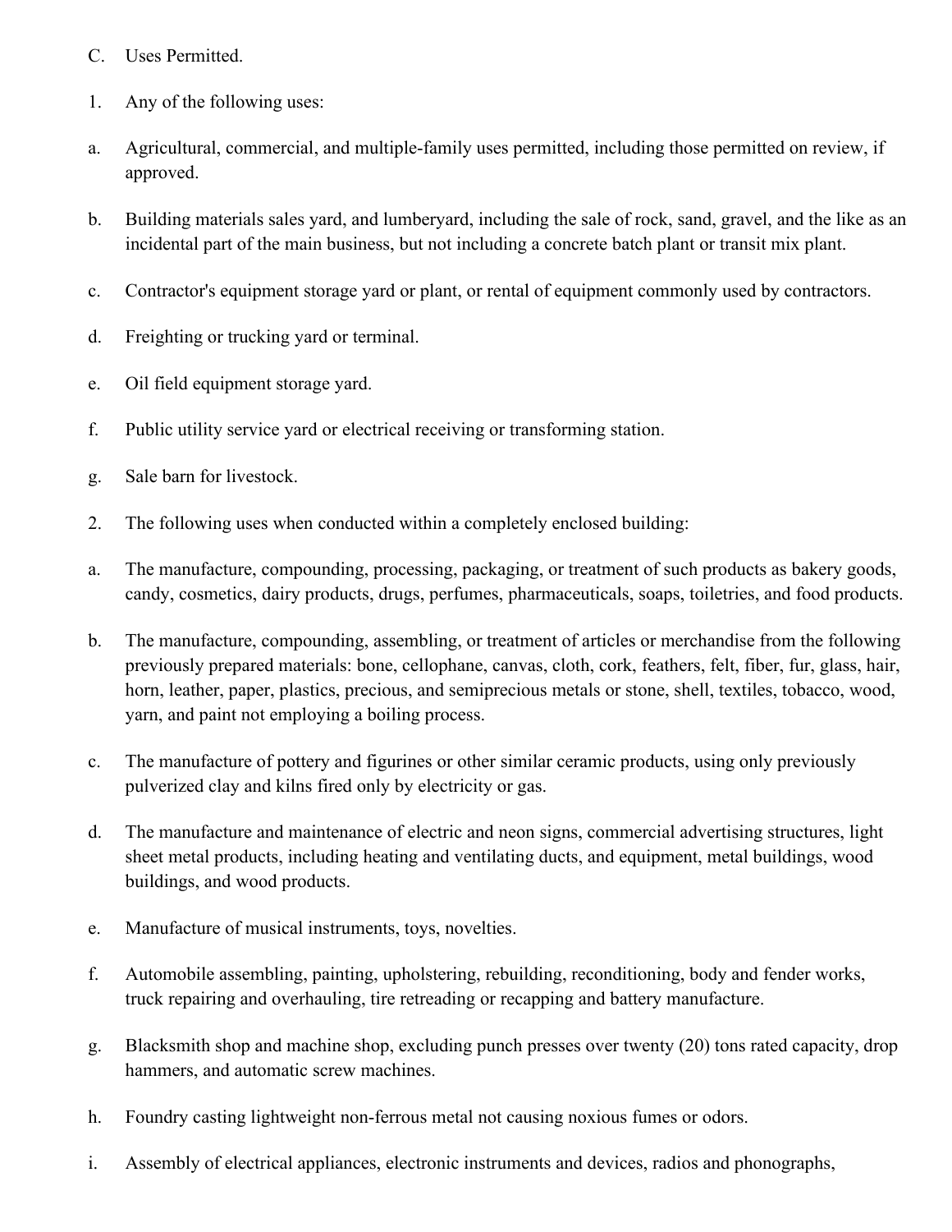C. Uses Permitted.

1. Any of the following uses:

a. Agricultural, commercial, and multiple-family uses permitted, including those permitted on review, if approved.

b. Building materials sales yard, and lumberyard, including the sale of rock, sand, gravel, and the like as an incidental part of the main business, but not including a concrete batch plant or transit mix plant.

c. Contractor's equipment storage yard or plant, or rental of equipment commonly used by contractors.

d. Freighting or trucking yard or terminal.

e. Oil field equipment storage yard.

f. Public utility service yard or electrical receiving or transforming station.

g. Sale barn for livestock.

2. The following uses when conducted within a completely enclosed building:

a. The manufacture, compounding, processing, packaging, or treatment of such products as bakery goods, candy, cosmetics, dairy products, drugs, perfumes, pharmaceuticals, soaps, toiletries, and food products.

b. The manufacture, compounding, assembling, or treatment of articles or merchandise from the following previously prepared materials: bone, cellophane, canvas, cloth, cork, feathers, felt, fiber, fur, glass, hair, horn, leather, paper, plastics, precious, and semiprecious metals or stone, shell, textiles, tobacco, wood, yarn, and paint not employing a boiling process.

c. The manufacture of pottery and figurines or other similar ceramic products, using only previously pulverized clay and kilns fired only by electricity or gas.

d. The manufacture and maintenance of electric and neon signs, commercial advertising structures, light sheet metal products, including heating and ventilating ducts, and equipment, metal buildings, wood buildings, and wood products.

e. Manufacture of musical instruments, toys, novelties.

f. Automobile assembling, painting, upholstering, rebuilding, reconditioning, body and fender works, truck repairing and overhauling, tire retreading or recapping and battery manufacture.

g. Blacksmith shop and machine shop, excluding punch presses over twenty (20) tons rated capacity, drop hammers, and automatic screw machines.

h. Foundry casting lightweight non-ferrous metal not causing noxious fumes or odors.

i. Assembly of electrical appliances, electronic instruments and devices, radios and phonographs,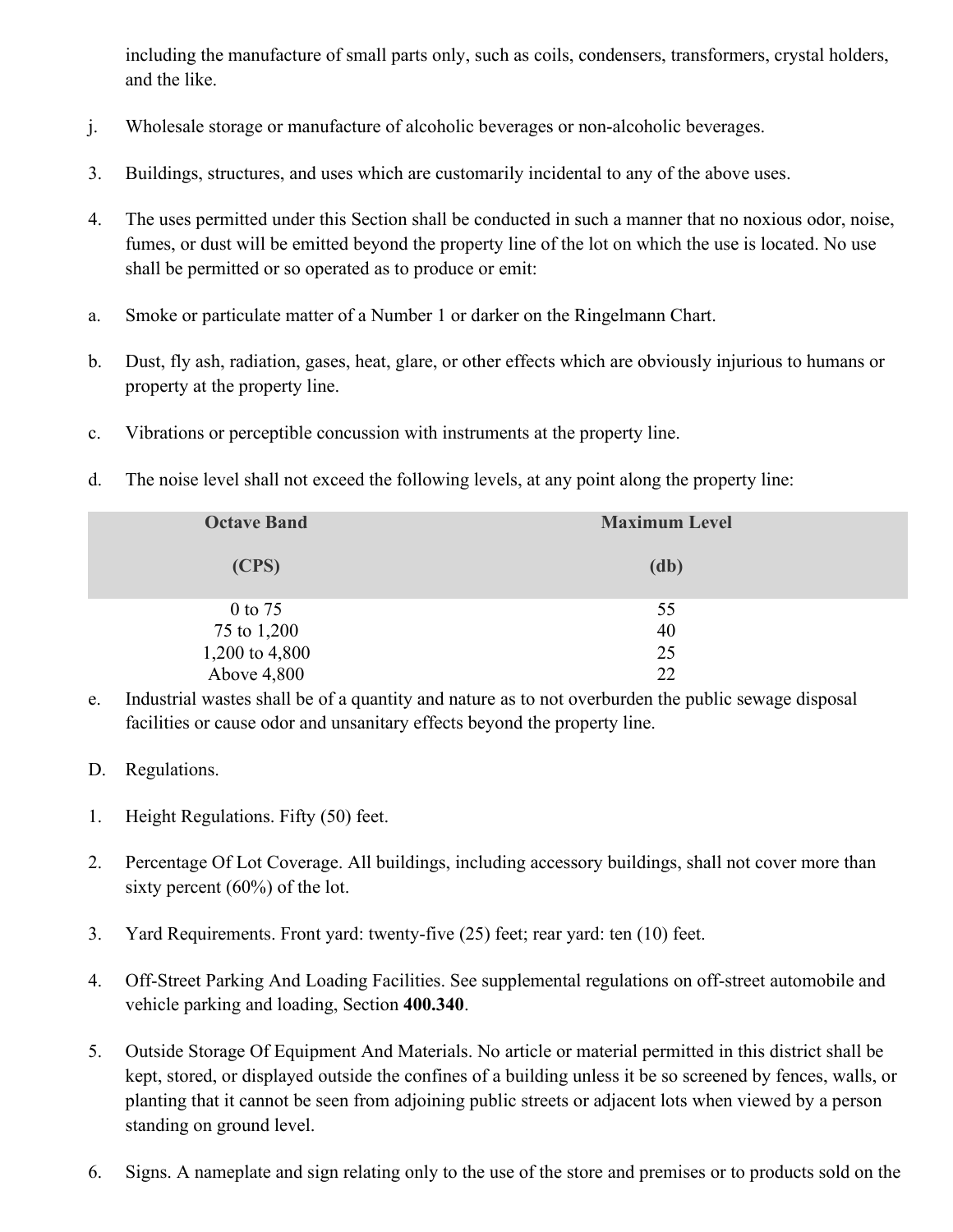including the manufacture of small parts only, such as coils, condensers, transformers, crystal holders, and the like.

j. Wholesale storage or manufacture of alcoholic beverages or non-alcoholic beverages.

3. Buildings, structures, and uses which are customarily incidental to any of the above uses.

4. The uses permitted under this Section shall be conducted in such a manner that no noxious odor, noise, fumes, or dust will be emitted beyond the property line of the lot on which the use is located. No use shall be permitted or so operated as to produce or emit:

a. Smoke or particulate matter of a Number 1 or darker on the Ringelmann Chart.

b. Dust, fly ash, radiation, gases, heat, glare, or other effects which are obviously injurious to humans or property at the property line.

c. Vibrations or perceptible concussion with instruments at the property line.

d. The noise level shall not exceed the following levels, at any point along the property line:

| Octave Band (CPS) | Maximum Level (db) |
|---|---|
| 0 to 75 | 55 |
| 75 to 1,200 | 40 |
| 1,200 to 4,800 | 25 |
| Above 4,800 | 22 |

e. Industrial wastes shall be of a quantity and nature as to not overburden the public sewage disposal facilities or cause odor and unsanitary effects beyond the property line.

D. Regulations.

1. Height Regulations. Fifty (50) feet.

2. Percentage Of Lot Coverage. All buildings, including accessory buildings, shall not cover more than sixty percent (60%) of the lot.

3. Yard Requirements. Front yard: twenty-five (25) feet; rear yard: ten (10) feet.

4. Off-Street Parking And Loading Facilities. See supplemental regulations on off-street automobile and vehicle parking and loading, Section **400.340**.

5. Outside Storage Of Equipment And Materials. No article or material permitted in this district shall be kept, stored, or displayed outside the confines of a building unless it be so screened by fences, walls, or planting that it cannot be seen from adjoining public streets or adjacent lots when viewed by a person standing on ground level.

6. Signs. A nameplate and sign relating only to the use of the store and premises or to products sold on the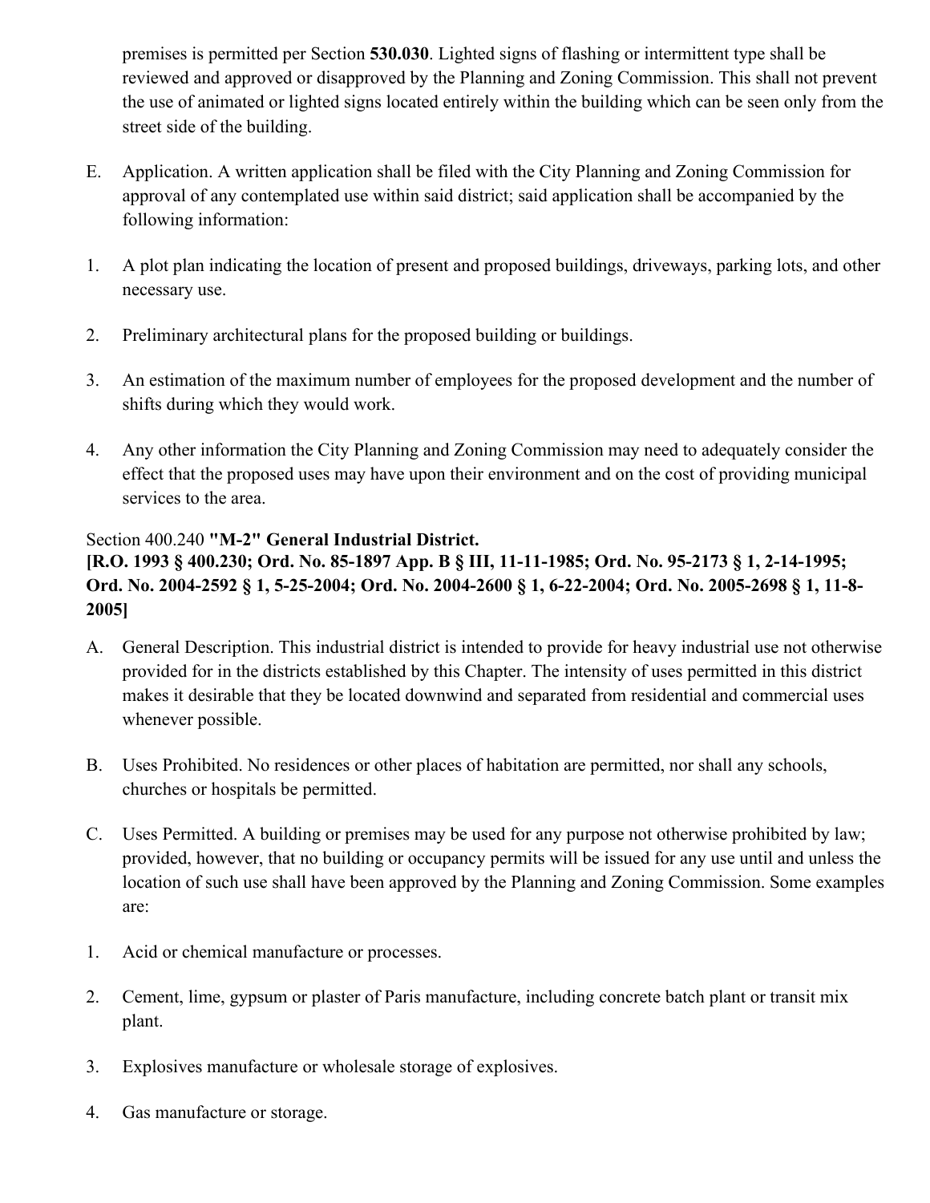premises is permitted per Section **530.030**. Lighted signs of flashing or intermittent type shall be reviewed and approved or disapproved by the Planning and Zoning Commission. This shall not prevent the use of animated or lighted signs located entirely within the building which can be seen only from the street side of the building.

E. Application. A written application shall be filed with the City Planning and Zoning Commission for approval of any contemplated use within said district; said application shall be accompanied by the following information:

1. A plot plan indicating the location of present and proposed buildings, driveways, parking lots, and other necessary use.

2. Preliminary architectural plans for the proposed building or buildings.

3. An estimation of the maximum number of employees for the proposed development and the number of shifts during which they would work.

4. Any other information the City Planning and Zoning Commission may need to adequately consider the effect that the proposed uses may have upon their environment and on the cost of providing municipal services to the area.

Section 400.240 **"M-2" General Industrial District.**
**[R.O. 1993 § 400.230; Ord. No. 85-1897 App. B § III, 11-11-1985; Ord. No. 95-2173 § 1, 2-14-1995; Ord. No. 2004-2592 § 1, 5-25-2004; Ord. No. 2004-2600 § 1, 6-22-2004; Ord. No. 2005-2698 § 1, 11-8-2005]**

A. General Description. This industrial district is intended to provide for heavy industrial use not otherwise provided for in the districts established by this Chapter. The intensity of uses permitted in this district makes it desirable that they be located downwind and separated from residential and commercial uses whenever possible.

B. Uses Prohibited. No residences or other places of habitation are permitted, nor shall any schools, churches or hospitals be permitted.

C. Uses Permitted. A building or premises may be used for any purpose not otherwise prohibited by law; provided, however, that no building or occupancy permits will be issued for any use until and unless the location of such use shall have been approved by the Planning and Zoning Commission. Some examples are:

1. Acid or chemical manufacture or processes.

2. Cement, lime, gypsum or plaster of Paris manufacture, including concrete batch plant or transit mix plant.

3. Explosives manufacture or wholesale storage of explosives.

4. Gas manufacture or storage.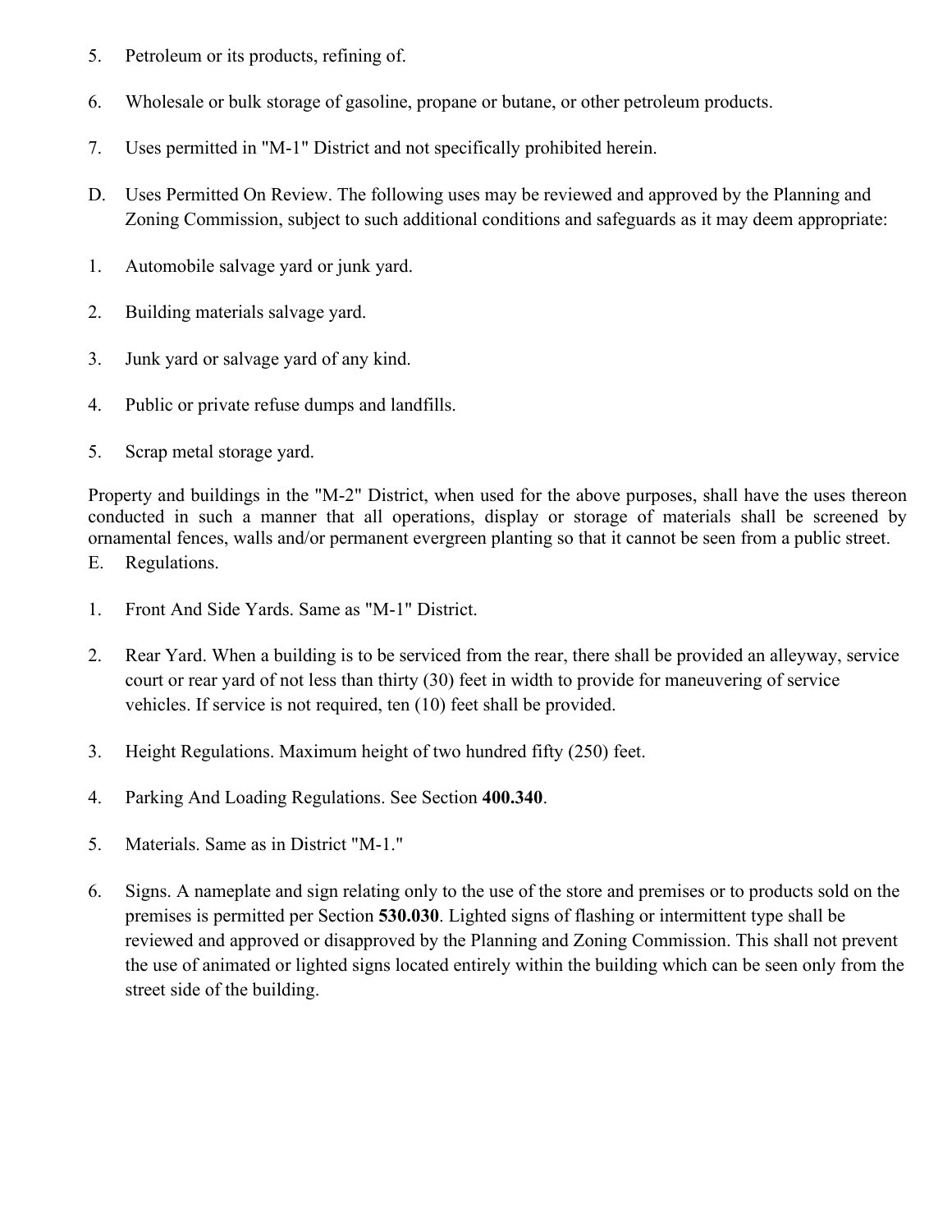5. Petroleum or its products, refining of.

6. Wholesale or bulk storage of gasoline, propane or butane, or other petroleum products.

7. Uses permitted in "M-1" District and not specifically prohibited herein.

D. Uses Permitted On Review. The following uses may be reviewed and approved by the Planning and Zoning Commission, subject to such additional conditions and safeguards as it may deem appropriate:

1. Automobile salvage yard or junk yard.

2. Building materials salvage yard.

3. Junk yard or salvage yard of any kind.

4. Public or private refuse dumps and landfills.

5. Scrap metal storage yard.

Property and buildings in the "M-2" District, when used for the above purposes, shall have the uses thereon conducted in such a manner that all operations, display or storage of materials shall be screened by ornamental fences, walls and/or permanent evergreen planting so that it cannot be seen from a public street.

E. Regulations.

1. Front And Side Yards. Same as "M-1" District.

2. Rear Yard. When a building is to be serviced from the rear, there shall be provided an alleyway, service court or rear yard of not less than thirty (30) feet in width to provide for maneuvering of service vehicles. If service is not required, ten (10) feet shall be provided.

3. Height Regulations. Maximum height of two hundred fifty (250) feet.

4. Parking And Loading Regulations. See Section **400.340**.

5. Materials. Same as in District "M-1."

6. Signs. A nameplate and sign relating only to the use of the store and premises or to products sold on the premises is permitted per Section **530.030**. Lighted signs of flashing or intermittent type shall be reviewed and approved or disapproved by the Planning and Zoning Commission. This shall not prevent the use of animated or lighted signs located entirely within the building which can be seen only from the street side of the building.